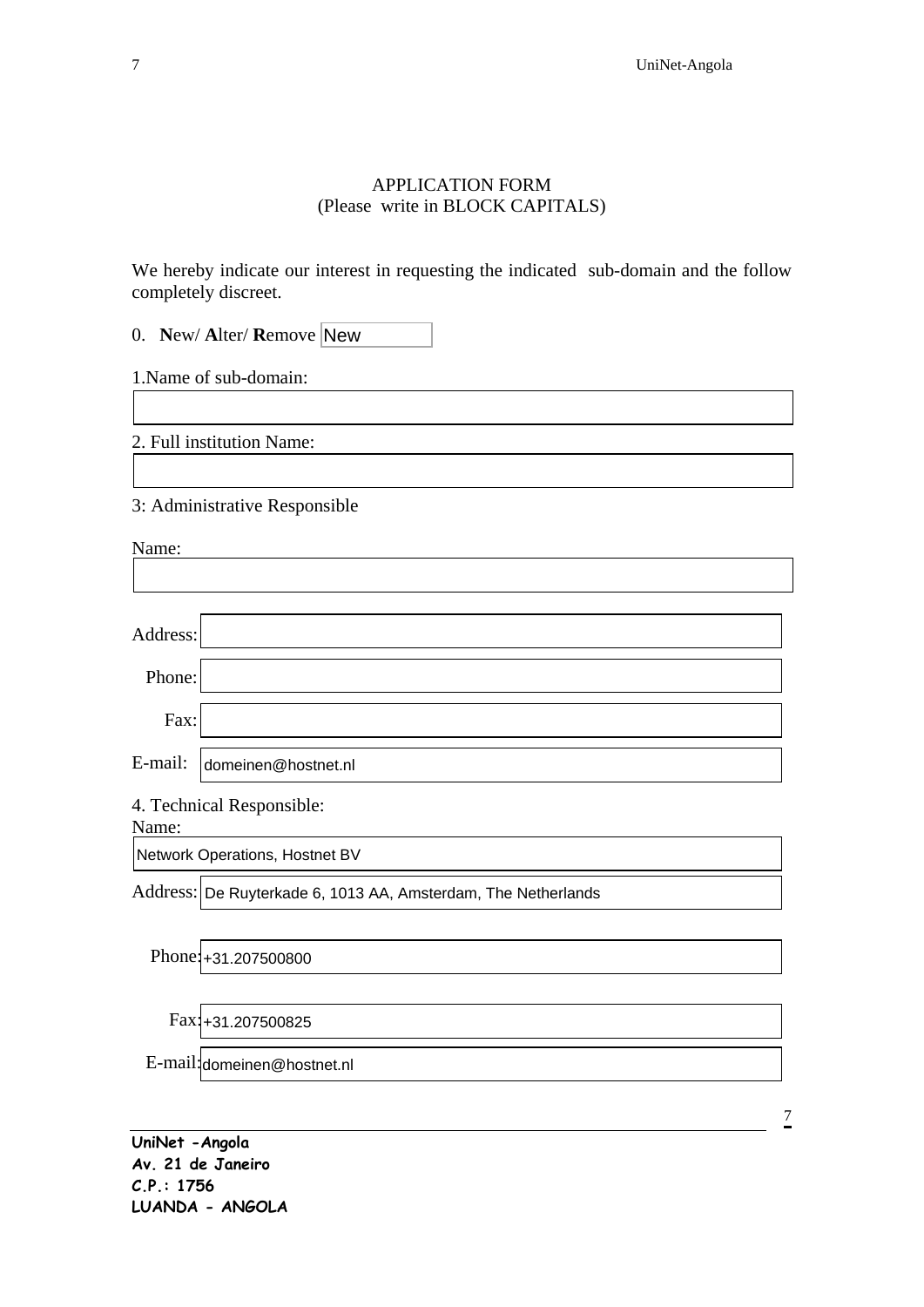# APPLICATION FORM

(Please write in BLOCK CAPITALS)

We hereby indicate our interest in requesting the indicated sub-domain and the follow completely discreet.

0. **N**ew/ **A**lter/ **R**emove: New

1. Name of sub-domain:

2. Full institution Name:

3: Administrative Responsible

Name:

Address:

Phone:

Fax:

E-mail: domeinen@hostnet.nl

4. Technical Responsible:

Name: Network Operations, Hostnet BV

Address: De Ruyterkade 6, 1013 AA, Amsterdam, The Netherlands

Phone: +31.207500800

Fax: +31.207500825

E-mail: domeinen@hostnet.nl

**UniNet -Angola**
**Av. 21 de Janeiro**
**C.P.: 1756**
**LUANDA - ANGOLA**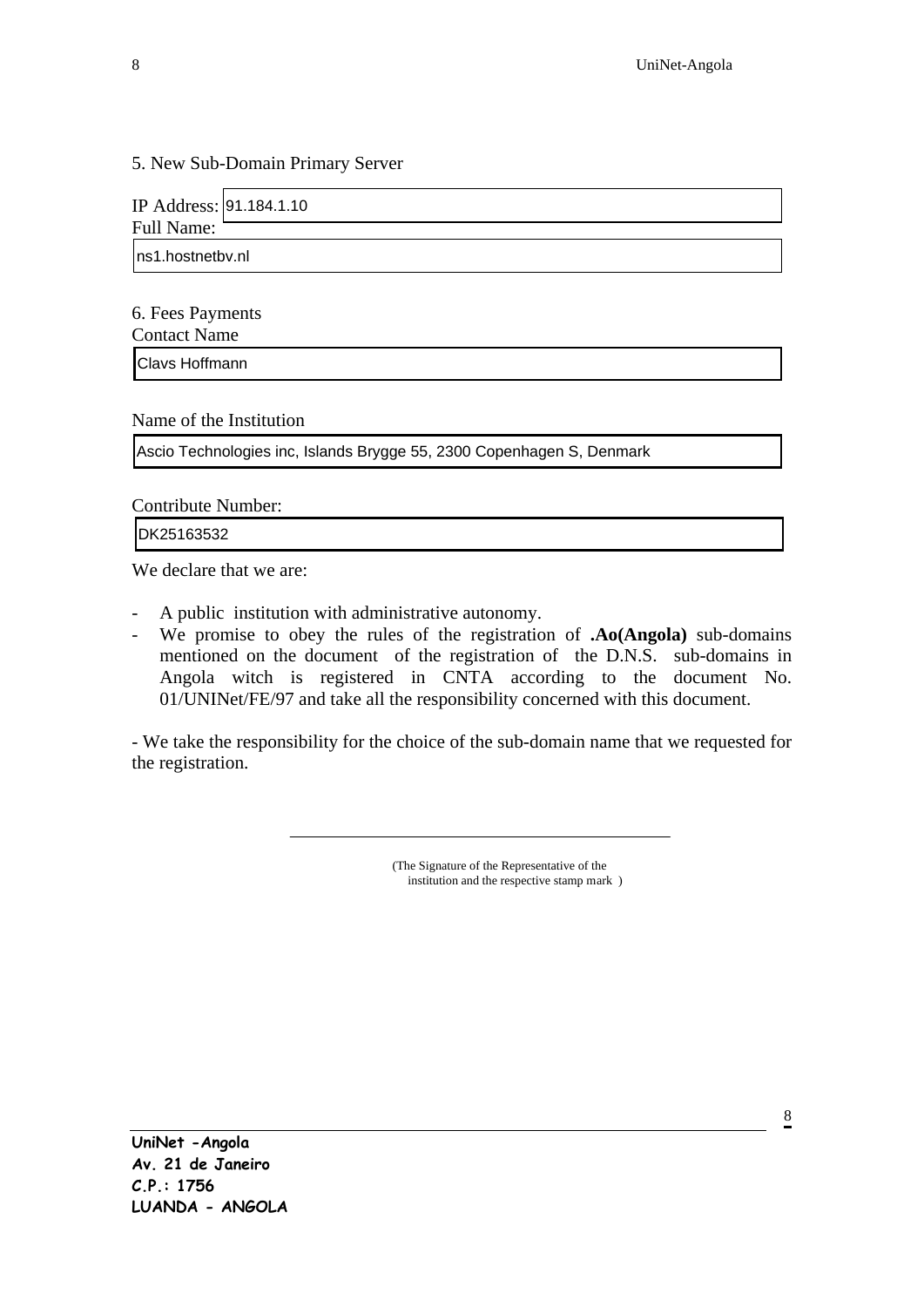5. New Sub-Domain Primary Server

IP Address: 91.184.1.10

Full Name:

ns1.hostnetbv.nl

6. Fees Payments

Contact Name

Clavs Hoffmann

Name of the Institution

Ascio Technologies inc, Islands Brygge 55, 2300 Copenhagen S, Denmark

Contribute Number:

DK25163532

We declare that we are:

- A public institution with administrative autonomy.
- We promise to obey the rules of the registration of **.Ao(Angola)** sub-domains mentioned on the document of the registration of the D.N.S. sub-domains in Angola witch is registered in CNTA according to the document No. 01/UNINet/FE/97 and take all the responsibility concerned with this document.

- We take the responsibility for the choice of the sub-domain name that we requested for the registration.

______________________________

(The Signature of the Representative of the institution and the respective stamp mark )

**UniNet -Angola**
**Av. 21 de Janeiro**
**C.P.: 1756**
**LUANDA - ANGOLA**